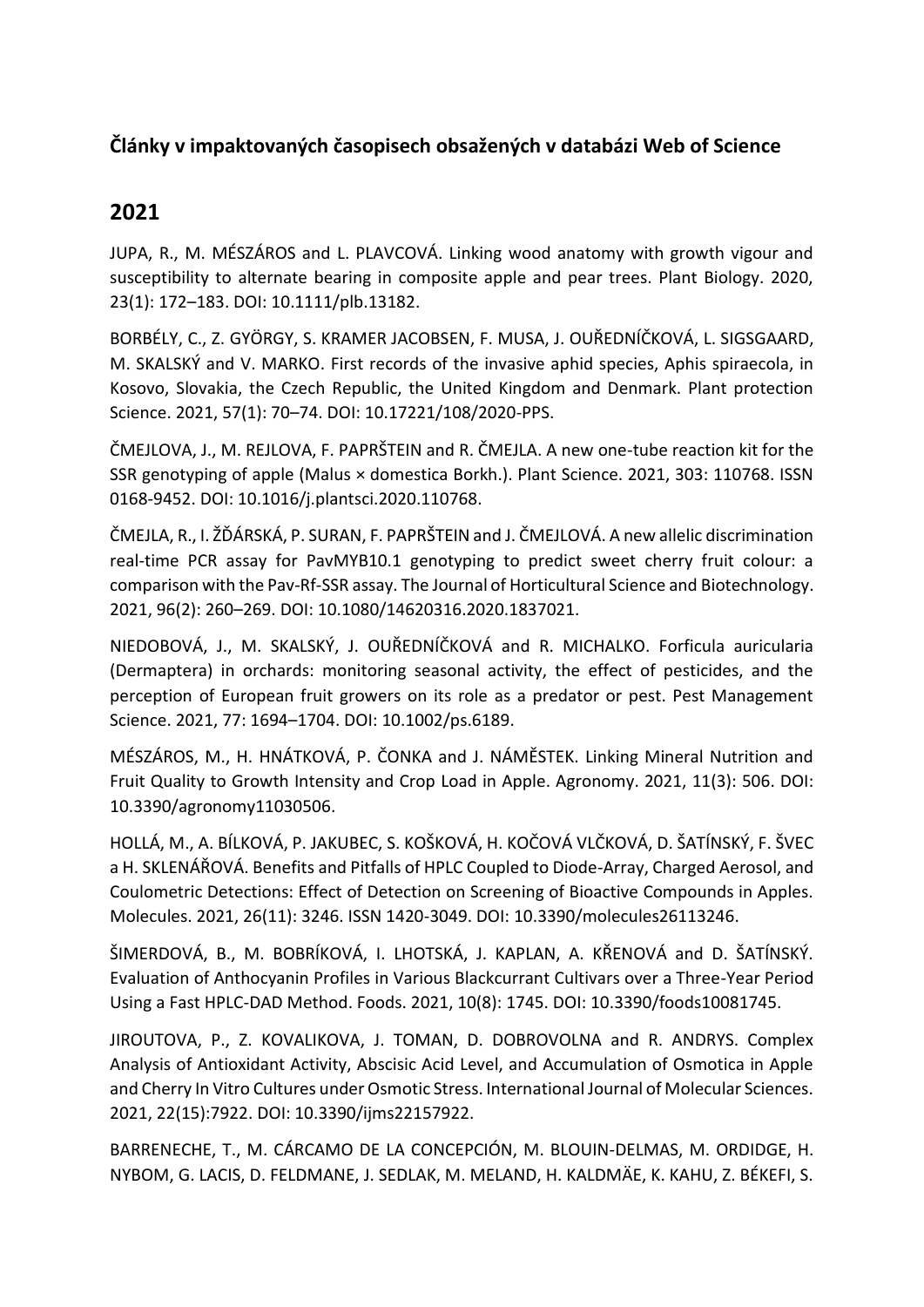# Články v impaktovaných časopisech obsažených v databázi Web of Science

## 2021

JUPA, R., M. MÉSZÁROS and L. PLAVCOVÁ. Linking wood anatomy with growth vigour and susceptibility to alternate bearing in composite apple and pear trees. Plant Biology. 2020, 23(1): 172–183. DOI: 10.1111/plb.13182.

BORBÉLY, C., Z. GYÖRGY, S. KRAMER JACOBSEN, F. MUSA, J. OUŘEDNÍČKOVÁ, L. SIGSGAARD, M. SKALSKÝ and V. MARKO. First records of the invasive aphid species, Aphis spiraecola, in Kosovo, Slovakia, the Czech Republic, the United Kingdom and Denmark. Plant protection Science. 2021, 57(1): 70–74. DOI: 10.17221/108/2020-PPS.

ČMEJLOVA, J., M. REJLOVA, F. PAPRŠTEIN and R. ČMEJLA. A new one-tube reaction kit for the SSR genotyping of apple (Malus × domestica Borkh.). Plant Science. 2021, 303: 110768. ISSN 0168-9452. DOI: 10.1016/j.plantsci.2020.110768.

ČMEJLA, R., I. ŽĎÁRSKÁ, P. SURAN, F. PAPRŠTEIN and J. ČMEJLOVÁ. A new allelic discrimination real-time PCR assay for PavMYB10.1 genotyping to predict sweet cherry fruit colour: a comparison with the Pav-Rf-SSR assay. The Journal of Horticultural Science and Biotechnology. 2021, 96(2): 260–269. DOI: 10.1080/14620316.2020.1837021.

NIEDOBOVÁ, J., M. SKALSKÝ, J. OUŘEDNÍČKOVÁ and R. MICHALKO. Forficula auricularia (Dermaptera) in orchards: monitoring seasonal activity, the effect of pesticides, and the perception of European fruit growers on its role as a predator or pest. Pest Management Science. 2021, 77: 1694–1704. DOI: 10.1002/ps.6189.

MÉSZÁROS, M., H. HNÁTKOVÁ, P. ČONKA and J. NÁMĚSTEK. Linking Mineral Nutrition and Fruit Quality to Growth Intensity and Crop Load in Apple. Agronomy. 2021, 11(3): 506. DOI: 10.3390/agronomy11030506.

HOLLÁ, M., A. BÍLKOVÁ, P. JAKUBEC, S. KOŠKOVÁ, H. KOČOVÁ VLČKOVÁ, D. ŠATÍNSKÝ, F. ŠVEC a H. SKLENÁŘOVÁ. Benefits and Pitfalls of HPLC Coupled to Diode-Array, Charged Aerosol, and Coulometric Detections: Effect of Detection on Screening of Bioactive Compounds in Apples. Molecules. 2021, 26(11): 3246. ISSN 1420-3049. DOI: 10.3390/molecules26113246.

ŠIMERDOVÁ, B., M. BOBRÍKOVÁ, I. LHOTSKÁ, J. KAPLAN, A. KŘENOVÁ and D. ŠATÍNSKÝ. Evaluation of Anthocyanin Profiles in Various Blackcurrant Cultivars over a Three-Year Period Using a Fast HPLC-DAD Method. Foods. 2021, 10(8): 1745. DOI: 10.3390/foods10081745.

JIROUTOVA, P., Z. KOVALIKOVA, J. TOMAN, D. DOBROVOLNA and R. ANDRYS. Complex Analysis of Antioxidant Activity, Abscisic Acid Level, and Accumulation of Osmotica in Apple and Cherry In Vitro Cultures under Osmotic Stress. International Journal of Molecular Sciences. 2021, 22(15):7922. DOI: 10.3390/ijms22157922.

BARRENECHE, T., M. CÁRCAMO DE LA CONCEPCIÓN, M. BLOUIN-DELMAS, M. ORDIDGE, H. NYBOM, G. LACIS, D. FELDMANE, J. SEDLAK, M. MELAND, H. KALDMÄE, K. KAHU, Z. BÉKEFI, S.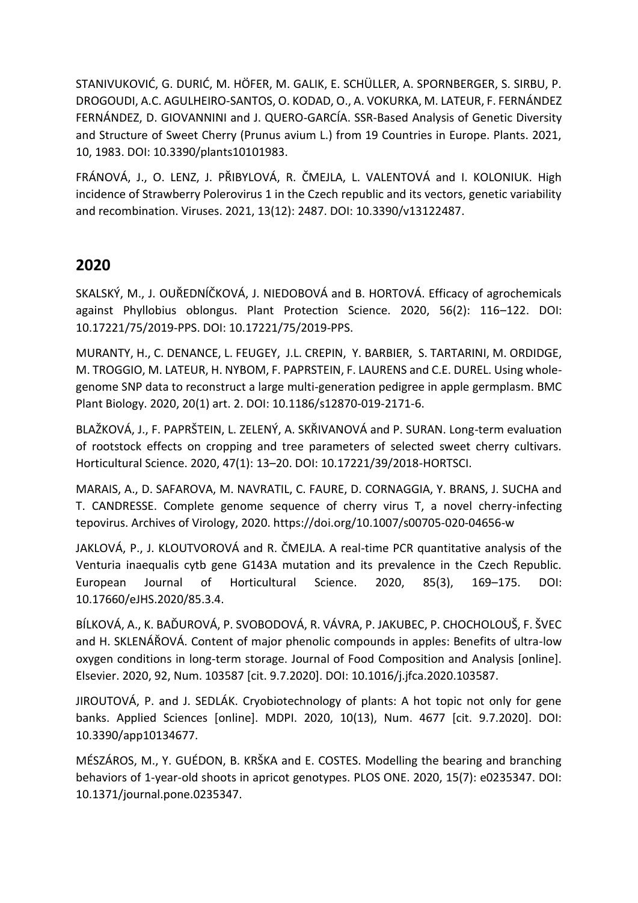STANIVUKOVIĆ, G. DURIĆ, M. HÖFER, M. GALIK, E. SCHÜLLER, A. SPORNBERGER, S. SIRBU, P. DROGOUDI, A.C. AGULHEIRO-SANTOS, O. KODAD, O., A. VOKURKA, M. LATEUR, F. FERNÁNDEZ FERNÁNDEZ, D. GIOVANNINI and J. QUERO-GARCÍA. SSR-Based Analysis of Genetic Diversity and Structure of Sweet Cherry (Prunus avium L.) from 19 Countries in Europe. Plants. 2021, 10, 1983. DOI: 10.3390/plants10101983.

FRÁNOVÁ, J., O. LENZ, J. PŘIBYLOVÁ, R. ČMEJLA, L. VALENTOVÁ and I. KOLONIUK. High incidence of Strawberry Polerovirus 1 in the Czech republic and its vectors, genetic variability and recombination. Viruses. 2021, 13(12): 2487. DOI: 10.3390/v13122487.

## 2020

SKALSKÝ, M., J. OUŘEDNÍČKOVÁ, J. NIEDOBOVÁ and B. HORTOVÁ. Efficacy of agrochemicals against Phyllobius oblongus. Plant Protection Science. 2020, 56(2): 116–122. DOI: 10.17221/75/2019-PPS. DOI: 10.17221/75/2019-PPS.

MURANTY, H., C. DENANCE, L. FEUGEY, J.L. CREPIN, Y. BARBIER, S. TARTARINI, M. ORDIDGE, M. TROGGIO, M. LATEUR, H. NYBOM, F. PAPRSTEIN, F. LAURENS and C.E. DUREL. Using whole-genome SNP data to reconstruct a large multi-generation pedigree in apple germplasm. BMC Plant Biology. 2020, 20(1) art. 2. DOI: 10.1186/s12870-019-2171-6.

BLAŽKOVÁ, J., F. PAPRŠTEIN, L. ZELENÝ, A. SKŘIVANOVÁ and P. SURAN. Long-term evaluation of rootstock effects on cropping and tree parameters of selected sweet cherry cultivars. Horticultural Science. 2020, 47(1): 13–20. DOI: 10.17221/39/2018-HORTSCI.

MARAIS, A., D. SAFAROVA, M. NAVRATIL, C. FAURE, D. CORNAGGIA, Y. BRANS, J. SUCHA and T. CANDRESSE. Complete genome sequence of cherry virus T, a novel cherry-infecting tepovirus. Archives of Virology, 2020. https://doi.org/10.1007/s00705-020-04656-w

JAKLOVÁ, P., J. KLOUTVOROVÁ and R. ČMEJLA. A real-time PCR quantitative analysis of the Venturia inaequalis cytb gene G143A mutation and its prevalence in the Czech Republic. European Journal of Horticultural Science. 2020, 85(3), 169–175. DOI: 10.17660/eJHS.2020/85.3.4.

BÍLKOVÁ, A., K. BAĎUROVÁ, P. SVOBODOVÁ, R. VÁVRA, P. JAKUBEC, P. CHOCHOLOUŠ, F. ŠVEC and H. SKLENÁŘOVÁ. Content of major phenolic compounds in apples: Benefits of ultra-low oxygen conditions in long-term storage. Journal of Food Composition and Analysis [online]. Elsevier. 2020, 92, Num. 103587 [cit. 9.7.2020]. DOI: 10.1016/j.jfca.2020.103587.

JIROUTOVÁ, P. and J. SEDLÁK. Cryobiotechnology of plants: A hot topic not only for gene banks. Applied Sciences [online]. MDPI. 2020, 10(13), Num. 4677 [cit. 9.7.2020]. DOI: 10.3390/app10134677.

MÉSZÁROS, M., Y. GUÉDON, B. KRŠKA and E. COSTES. Modelling the bearing and branching behaviors of 1-year-old shoots in apricot genotypes. PLOS ONE. 2020, 15(7): e0235347. DOI: 10.1371/journal.pone.0235347.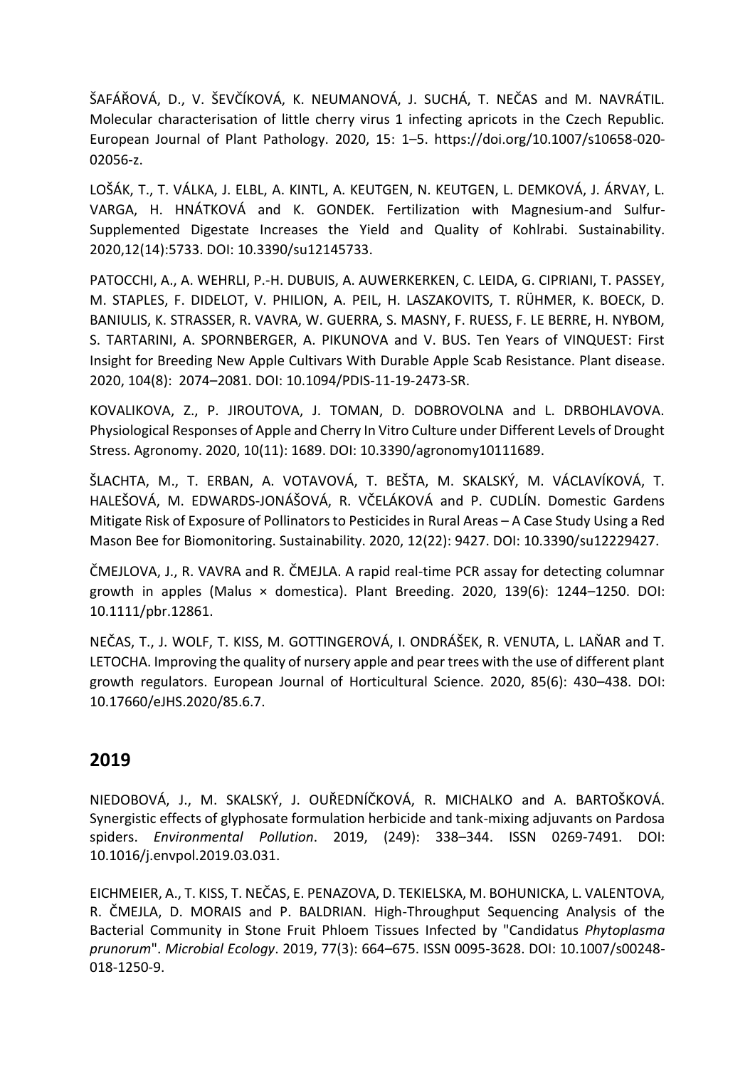ŠAFÁŘOVÁ, D., V. ŠEVČÍKOVÁ, K. NEUMANOVÁ, J. SUCHÁ, T. NEČAS and M. NAVRÁTIL. Molecular characterisation of little cherry virus 1 infecting apricots in the Czech Republic. European Journal of Plant Pathology. 2020, 15: 1–5. https://doi.org/10.1007/s10658-020-02056-z.

LOŠÁK, T., T. VÁLKA, J. ELBL, A. KINTL, A. KEUTGEN, N. KEUTGEN, L. DEMKOVÁ, J. ÁRVAY, L. VARGA, H. HNÁTKOVÁ and K. GONDEK. Fertilization with Magnesium-and Sulfur-Supplemented Digestate Increases the Yield and Quality of Kohlrabi. Sustainability. 2020,12(14):5733. DOI: 10.3390/su12145733.

PATOCCHI, A., A. WEHRLI, P.-H. DUBUIS, A. AUWERKERKEN, C. LEIDA, G. CIPRIANI, T. PASSEY, M. STAPLES, F. DIDELOT, V. PHILION, A. PEIL, H. LASZAKOVITS, T. RÜHMER, K. BOECK, D. BANIULIS, K. STRASSER, R. VAVRA, W. GUERRA, S. MASNY, F. RUESS, F. LE BERRE, H. NYBOM, S. TARTARINI, A. SPORNBERGER, A. PIKUNOVA and V. BUS. Ten Years of VINQUEST: First Insight for Breeding New Apple Cultivars With Durable Apple Scab Resistance. Plant disease. 2020, 104(8): 2074–2081. DOI: 10.1094/PDIS-11-19-2473-SR.

KOVALIKOVA, Z., P. JIROUTOVA, J. TOMAN, D. DOBROVOLNA and L. DRBOHLAVOVA. Physiological Responses of Apple and Cherry In Vitro Culture under Different Levels of Drought Stress. Agronomy. 2020, 10(11): 1689. DOI: 10.3390/agronomy10111689.

ŠLACHTA, M., T. ERBAN, A. VOTAVOVÁ, T. BEŠTA, M. SKALSKÝ, M. VÁCLAVÍKOVÁ, T. HALEŠOVÁ, M. EDWARDS-JONÁŠOVÁ, R. VČELÁKOVÁ and P. CUDLÍN. Domestic Gardens Mitigate Risk of Exposure of Pollinators to Pesticides in Rural Areas – A Case Study Using a Red Mason Bee for Biomonitoring. Sustainability. 2020, 12(22): 9427. DOI: 10.3390/su12229427.

ČMEJLOVA, J., R. VAVRA and R. ČMEJLA. A rapid real-time PCR assay for detecting columnar growth in apples (Malus × domestica). Plant Breeding. 2020, 139(6): 1244–1250. DOI: 10.1111/pbr.12861.

NEČAS, T., J. WOLF, T. KISS, M. GOTTINGEROVÁ, I. ONDRÁŠEK, R. VENUTA, L. LAŇAR and T. LETOCHA. Improving the quality of nursery apple and pear trees with the use of different plant growth regulators. European Journal of Horticultural Science. 2020, 85(6): 430–438. DOI: 10.17660/eJHS.2020/85.6.7.

## 2019

NIEDOBOVÁ, J., M. SKALSKÝ, J. OUŘEDNÍČKOVÁ, R. MICHALKO and A. BARTOŠKOVÁ. Synergistic effects of glyphosate formulation herbicide and tank-mixing adjuvants on Pardosa spiders. *Environmental Pollution*. 2019, (249): 338–344. ISSN 0269-7491. DOI: 10.1016/j.envpol.2019.03.031.

EICHMEIER, A., T. KISS, T. NEČAS, E. PENAZOVA, D. TEKIELSKA, M. BOHUNICKA, L. VALENTOVA, R. ČMEJLA, D. MORAIS and P. BALDRIAN. High-Throughput Sequencing Analysis of the Bacterial Community in Stone Fruit Phloem Tissues Infected by "Candidatus *Phytoplasma prunorum*". *Microbial Ecology*. 2019, 77(3): 664–675. ISSN 0095-3628. DOI: 10.1007/s00248-018-1250-9.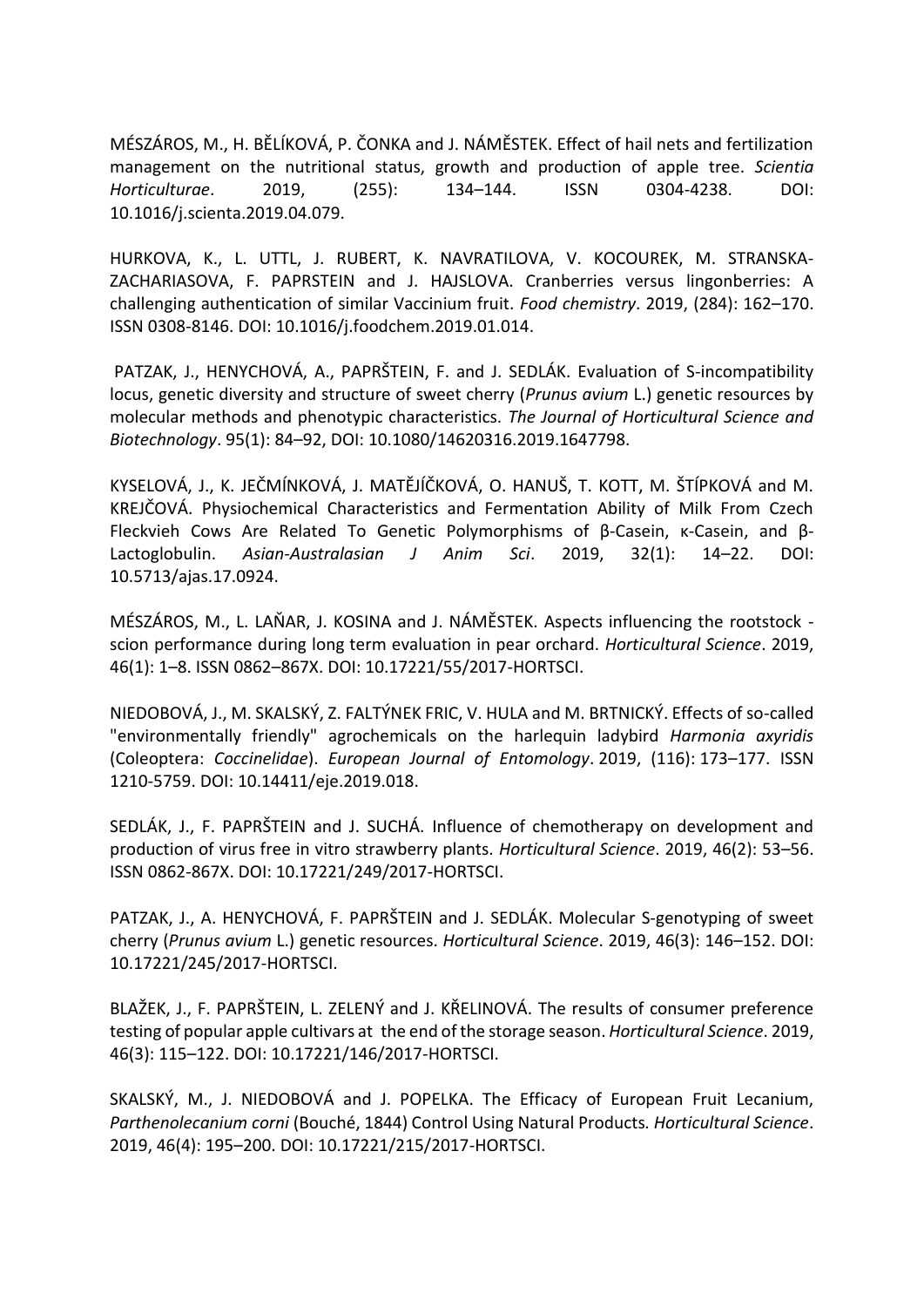MÉSZÁROS, M., H. BĚLÍKOVÁ, P. ČONKA and J. NÁMĚSTEK. Effect of hail nets and fertilization management on the nutritional status, growth and production of apple tree. *Scientia Horticulturae*. 2019, (255): 134–144. ISSN 0304-4238. DOI: 10.1016/j.scienta.2019.04.079.

HURKOVA, K., L. UTTL, J. RUBERT, K. NAVRATILOVA, V. KOCOUREK, M. STRANSKA-ZACHARIASOVA, F. PAPRSTEIN and J. HAJSLOVA. Cranberries versus lingonberries: A challenging authentication of similar Vaccinium fruit. *Food chemistry*. 2019, (284): 162–170. ISSN 0308-8146. DOI: 10.1016/j.foodchem.2019.01.014.

PATZAK, J., HENYCHOVÁ, A., PAPRŠTEIN, F. and J. SEDLÁK. Evaluation of S-incompatibility locus, genetic diversity and structure of sweet cherry (*Prunus avium* L.) genetic resources by molecular methods and phenotypic characteristics. *The Journal of Horticultural Science and Biotechnology*. 95(1): 84–92, DOI: 10.1080/14620316.2019.1647798.

KYSELOVÁ, J., K. JEČMÍNKOVÁ, J. MATĚJÍČKOVÁ, O. HANUŠ, T. KOTT, M. ŠTÍPKOVÁ and M. KREJČOVÁ. Physiochemical Characteristics and Fermentation Ability of Milk From Czech Fleckvieh Cows Are Related To Genetic Polymorphisms of β-Casein, κ-Casein, and β-Lactoglobulin. *Asian-Australasian J Anim Sci*. 2019, 32(1): 14–22. DOI: 10.5713/ajas.17.0924.

MÉSZÁROS, M., L. LAŇAR, J. KOSINA and J. NÁMĚSTEK. Aspects influencing the rootstock - scion performance during long term evaluation in pear orchard. *Horticultural Science*. 2019, 46(1): 1–8. ISSN 0862–867X. DOI: 10.17221/55/2017-HORTSCI.

NIEDOBOVÁ, J., M. SKALSKÝ, Z. FALTÝNEK FRIC, V. HULA and M. BRTNICKÝ. Effects of so-called "environmentally friendly" agrochemicals on the harlequin ladybird *Harmonia axyridis* (Coleoptera: *Coccinelidae*). *European Journal of Entomology*. 2019, (116): 173–177. ISSN 1210-5759. DOI: 10.14411/eje.2019.018.

SEDLÁK, J., F. PAPRŠTEIN and J. SUCHÁ. Influence of chemotherapy on development and production of virus free in vitro strawberry plants. *Horticultural Science*. 2019, 46(2): 53–56. ISSN 0862-867X. DOI: 10.17221/249/2017-HORTSCI.

PATZAK, J., A. HENYCHOVÁ, F. PAPRŠTEIN and J. SEDLÁK. Molecular S-genotyping of sweet cherry (*Prunus avium* L.) genetic resources. *Horticultural Science*. 2019, 46(3): 146–152. DOI: 10.17221/245/2017-HORTSCI.

BLAŽEK, J., F. PAPRŠTEIN, L. ZELENÝ and J. KŘELINOVÁ. The results of consumer preference testing of popular apple cultivars at the end of the storage season. *Horticultural Science*. 2019, 46(3): 115–122. DOI: 10.17221/146/2017-HORTSCI.

SKALSKÝ, M., J. NIEDOBOVÁ and J. POPELKA. The Efficacy of European Fruit Lecanium, *Parthenolecanium corni* (Bouché, 1844) Control Using Natural Products. *Horticultural Science*. 2019, 46(4): 195–200. DOI: 10.17221/215/2017-HORTSCI.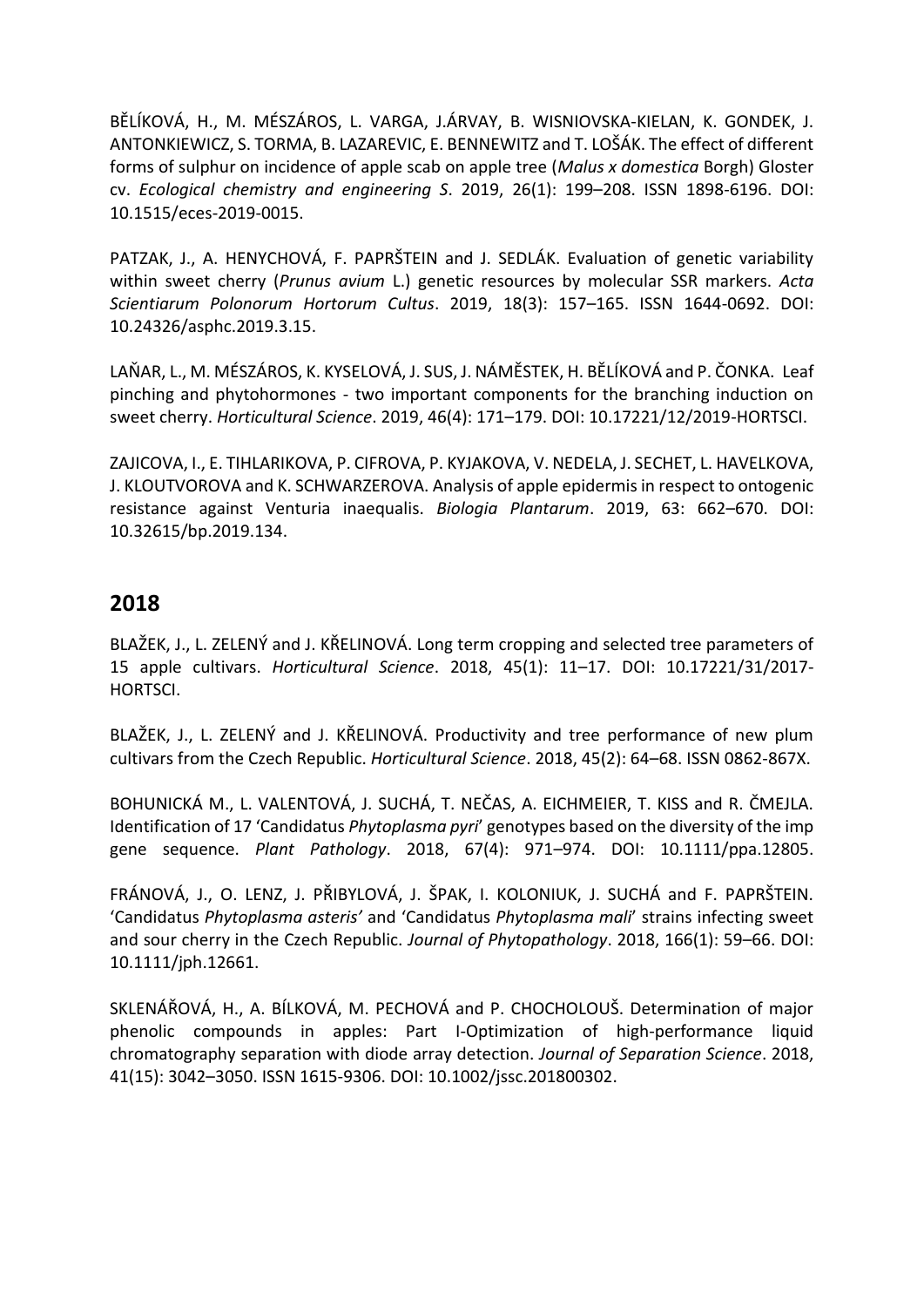BĚLÍKOVÁ, H., M. MÉSZÁROS, L. VARGA, J.ÁRVAY, B. WISNIOVSKA-KIELAN, K. GONDEK, J. ANTONKIEWICZ, S. TORMA, B. LAZAREVIC, E. BENNEWITZ and T. LOŠÁK. The effect of different forms of sulphur on incidence of apple scab on apple tree (*Malus x domestica* Borgh) Gloster cv. *Ecological chemistry and engineering S*. 2019, 26(1): 199–208. ISSN 1898-6196. DOI: 10.1515/eces-2019-0015.

PATZAK, J., A. HENYCHOVÁ, F. PAPRŠTEIN and J. SEDLÁK. Evaluation of genetic variability within sweet cherry (*Prunus avium* L.) genetic resources by molecular SSR markers. *Acta Scientiarum Polonorum Hortorum Cultus*. 2019, 18(3): 157–165. ISSN 1644-0692. DOI: 10.24326/asphc.2019.3.15.

LAŇAR, L., M. MÉSZÁROS, K. KYSELOVÁ, J. SUS, J. NÁMĚSTEK, H. BĚLÍKOVÁ and P. ČONKA. Leaf pinching and phytohormones - two important components for the branching induction on sweet cherry. *Horticultural Science*. 2019, 46(4): 171–179. DOI: 10.17221/12/2019-HORTSCI.

ZAJICOVA, I., E. TIHLARIKOVA, P. CIFROVA, P. KYJAKOVA, V. NEDELA, J. SECHET, L. HAVELKOVA, J. KLOUTVOROVA and K. SCHWARZEROVA. Analysis of apple epidermis in respect to ontogenic resistance against Venturia inaequalis. *Biologia Plantarum*. 2019, 63: 662–670. DOI: 10.32615/bp.2019.134.

## 2018

BLAŽEK, J., L. ZELENÝ and J. KŘELINOVÁ. Long term cropping and selected tree parameters of 15 apple cultivars. *Horticultural Science*. 2018, 45(1): 11–17. DOI: 10.17221/31/2017-HORTSCI.

BLAŽEK, J., L. ZELENÝ and J. KŘELINOVÁ. Productivity and tree performance of new plum cultivars from the Czech Republic. *Horticultural Science*. 2018, 45(2): 64–68. ISSN 0862-867X.

BOHUNICKÁ M., L. VALENTOVÁ, J. SUCHÁ, T. NEČAS, A. EICHMEIER, T. KISS and R. ČMEJLA. Identification of 17 'Candidatus *Phytoplasma pyri*' genotypes based on the diversity of the imp gene sequence. *Plant Pathology*. 2018, 67(4): 971–974. DOI: 10.1111/ppa.12805.

FRÁNOVÁ, J., O. LENZ, J. PŘIBYLOVÁ, J. ŠPAK, I. KOLONIUK, J. SUCHÁ and F. PAPRŠTEIN. 'Candidatus *Phytoplasma asteris'* and 'Candidatus *Phytoplasma mali*' strains infecting sweet and sour cherry in the Czech Republic. *Journal of Phytopathology*. 2018, 166(1): 59–66. DOI: 10.1111/jph.12661.

SKLENÁŘOVÁ, H., A. BÍLKOVÁ, M. PECHOVÁ and P. CHOCHOLOUŠ. Determination of major phenolic compounds in apples: Part I-Optimization of high-performance liquid chromatography separation with diode array detection. *Journal of Separation Science*. 2018, 41(15): 3042–3050. ISSN 1615-9306. DOI: 10.1002/jssc.201800302.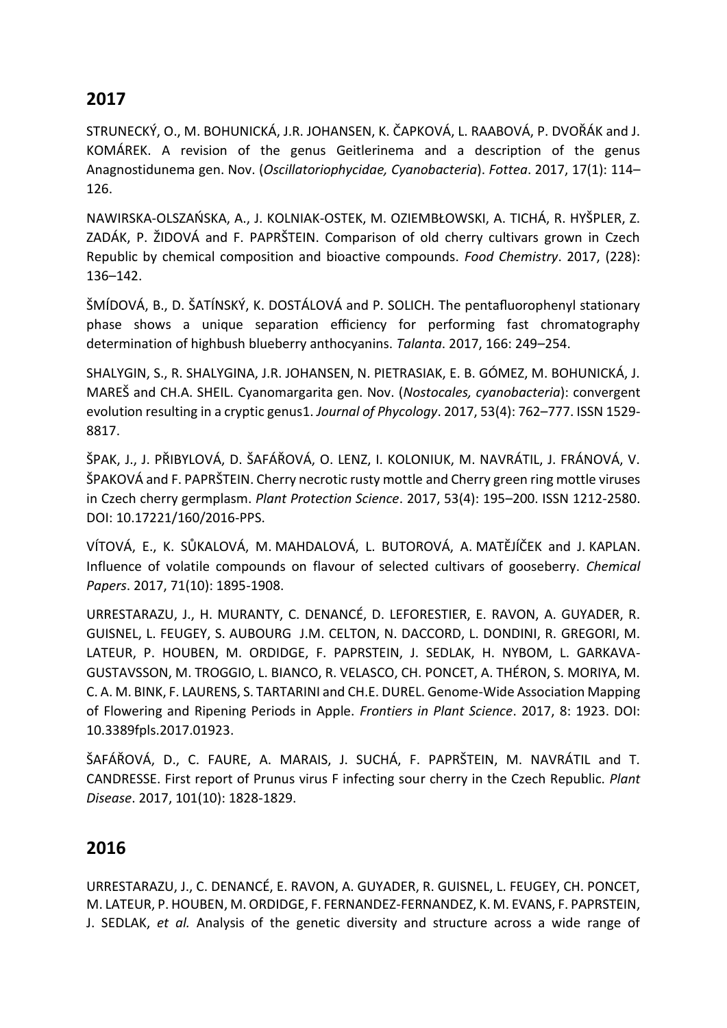## 2017

STRUNECKÝ, O., M. BOHUNICKÁ, J.R. JOHANSEN, K. ČAPKOVÁ, L. RAABOVÁ, P. DVOŘÁK and J. KOMÁREK. A revision of the genus Geitlerinema and a description of the genus Anagnostidunema gen. Nov. (*Oscillatoriophycidae, Cyanobacteria*). *Fottea*. 2017, 17(1): 114–126.

NAWIRSKA-OLSZAŃSKA, A., J. KOLNIAK-OSTEK, M. OZIEMBŁOWSKI, A. TICHÁ, R. HYŠPLER, Z. ZADÁK, P. ŽIDOVÁ and F. PAPRŠTEIN. Comparison of old cherry cultivars grown in Czech Republic by chemical composition and bioactive compounds. *Food Chemistry*. 2017, (228): 136–142.

ŠMÍDOVÁ, B., D. ŠATÍNSKÝ, K. DOSTÁLOVÁ and P. SOLICH. The pentafluorophenyl stationary phase shows a unique separation efficiency for performing fast chromatography determination of highbush blueberry anthocyanins. *Talanta*. 2017, 166: 249–254.

SHALYGIN, S., R. SHALYGINA, J.R. JOHANSEN, N. PIETRASIAK, E. B. GÓMEZ, M. BOHUNICKÁ, J. MAREŠ and CH.A. SHEIL. Cyanomargarita gen. Nov. (*Nostocales, cyanobacteria*): convergent evolution resulting in a cryptic genus1. *Journal of Phycology*. 2017, 53(4): 762–777. ISSN 1529-8817.

ŠPAK, J., J. PŘIBYLOVÁ, D. ŠAFÁŘOVÁ, O. LENZ, I. KOLONIUK, M. NAVRÁTIL, J. FRÁNOVÁ, V. ŠPAKOVÁ and F. PAPRŠTEIN. Cherry necrotic rusty mottle and Cherry green ring mottle viruses in Czech cherry germplasm. *Plant Protection Science*. 2017, 53(4): 195–200. ISSN 1212-2580. DOI: 10.17221/160/2016-PPS.

VÍTOVÁ, E., K. SŮKALOVÁ, M. MAHDALOVÁ, L. BUTOROVÁ, A. MATĚJÍČEK and J. KAPLAN. Influence of volatile compounds on flavour of selected cultivars of gooseberry. *Chemical Papers*. 2017, 71(10): 1895-1908.

URRESTARAZU, J., H. MURANTY, C. DENANCÉ, D. LEFORESTIER, E. RAVON, A. GUYADER, R. GUISNEL, L. FEUGEY, S. AUBOURG J.M. CELTON, N. DACCORD, L. DONDINI, R. GREGORI, M. LATEUR, P. HOUBEN, M. ORDIDGE, F. PAPRSTEIN, J. SEDLAK, H. NYBOM, L. GARKAVA-GUSTAVSSON, M. TROGGIO, L. BIANCO, R. VELASCO, CH. PONCET, A. THÉRON, S. MORIYA, M. C. A. M. BINK, F. LAURENS, S. TARTARINI and CH.E. DUREL. Genome-Wide Association Mapping of Flowering and Ripening Periods in Apple. *Frontiers in Plant Science*. 2017, 8: 1923. DOI: 10.3389fpls.2017.01923.

ŠAFÁŘOVÁ, D., C. FAURE, A. MARAIS, J. SUCHÁ, F. PAPRŠTEIN, M. NAVRÁTIL and T. CANDRESSE. First report of Prunus virus F infecting sour cherry in the Czech Republic. *Plant Disease*. 2017, 101(10): 1828-1829.

## 2016

URRESTARAZU, J., C. DENANCÉ, E. RAVON, A. GUYADER, R. GUISNEL, L. FEUGEY, CH. PONCET, M. LATEUR, P. HOUBEN, M. ORDIDGE, F. FERNANDEZ-FERNANDEZ, K. M. EVANS, F. PAPRSTEIN, J. SEDLAK, *et al.* Analysis of the genetic diversity and structure across a wide range of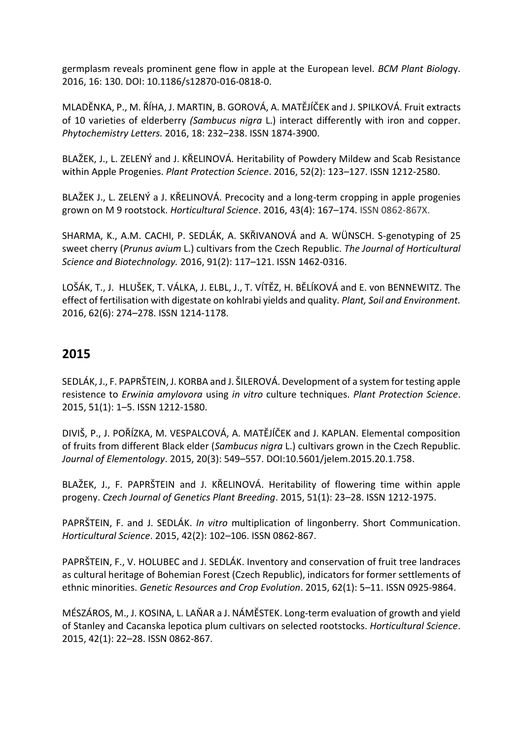germplasm reveals prominent gene flow in apple at the European level. *BCM Plant Biology*. 2016, 16: 130. DOI: 10.1186/s12870-016-0818-0.

MLADĚNKA, P., M. ŘÍHA, J. MARTIN, B. GOROVÁ, A. MATĚJÍČEK and J. SPILKOVÁ. Fruit extracts of 10 varieties of elderberry *(Sambucus nigra* L.) interact differently with iron and copper. *Phytochemistry Letters.* 2016, 18: 232–238. ISSN 1874-3900.

BLAŽEK, J., L. ZELENÝ and J. KŘELINOVÁ. Heritability of Powdery Mildew and Scab Resistance within Apple Progenies. *Plant Protection Science*. 2016, 52(2): 123–127. ISSN 1212-2580.

BLAŽEK J., L. ZELENÝ a J. KŘELINOVÁ. Precocity and a long-term cropping in apple progenies grown on M 9 rootstock. *Horticultural Science*. 2016, 43(4): 167–174. ISSN 0862-867X.

SHARMA, K., A.M. CACHI, P. SEDLÁK, A. SKŘIVANOVÁ and A. WÜNSCH. S-genotyping of 25 sweet cherry (*Prunus avium* L.) cultivars from the Czech Republic. *The Journal of Horticultural Science and Biotechnology.* 2016, 91(2): 117–121. ISSN 1462-0316.

LOŠÁK, T., J. HLUŠEK, T. VÁLKA, J. ELBL, J., T. VÍTĚZ, H. BĚLÍKOVÁ and E. von BENNEWITZ. The effect of fertilisation with digestate on kohlrabi yields and quality. *Plant, Soil and Environment.* 2016, 62(6): 274–278. ISSN 1214-1178.

## 2015

SEDLÁK, J., F. PAPRŠTEIN, J. KORBA and J. ŠILEROVÁ. Development of a system for testing apple resistence to *Erwinia amylovora* using *in vitro* culture techniques. *Plant Protection Science*. 2015, 51(1): 1–5. ISSN 1212-1580.

DIVIŠ, P., J. POŘÍZKA, M. VESPALCOVÁ, A. MATĚJÍČEK and J. KAPLAN. Elemental composition of fruits from different Black elder (*Sambucus nigra* L.) cultivars grown in the Czech Republic. *Journal of Elementology*. 2015, 20(3): 549–557. DOI:10.5601/jelem.2015.20.1.758.

BLAŽEK, J., F. PAPRŠTEIN and J. KŘELINOVÁ. Heritability of flowering time within apple progeny. *Czech Journal of Genetics Plant Breeding*. 2015, 51(1): 23–28. ISSN 1212-1975.

PAPRŠTEIN, F. and J. SEDLÁK. *In vitro* multiplication of lingonberry. Short Communication. *Horticultural Science*. 2015, 42(2): 102–106. ISSN 0862-867.

PAPRŠTEIN, F., V. HOLUBEC and J. SEDLÁK. Inventory and conservation of fruit tree landraces as cultural heritage of Bohemian Forest (Czech Republic), indicators for former settlements of ethnic minorities. *Genetic Resources and Crop Evolution*. 2015, 62(1): 5–11. ISSN 0925-9864.

MÉSZÁROS, M., J. KOSINA, L. LAŇAR a J. NÁMĚSTEK. Long-term evaluation of growth and yield of Stanley and Cacanska lepotica plum cultivars on selected rootstocks. *Horticultural Science*. 2015, 42(1): 22–28. ISSN 0862-867.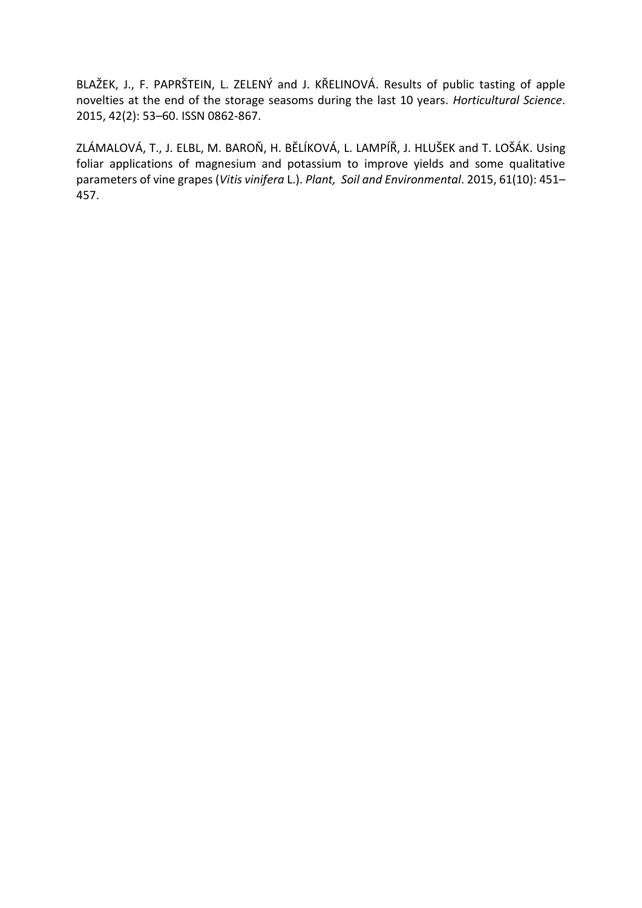BLAŽEK, J., F. PAPRŠTEIN, L. ZELENÝ and J. KŘELINOVÁ. Results of public tasting of apple novelties at the end of the storage seasoms during the last 10 years. *Horticultural Science*. 2015, 42(2): 53–60. ISSN 0862-867.

ZLÁMALOVÁ, T., J. ELBL, M. BAROŇ, H. BĚLÍKOVÁ, L. LAMPÍŘ, J. HLUŠEK and T. LOŠÁK. Using foliar applications of magnesium and potassium to improve yields and some qualitative parameters of vine grapes (*Vitis vinifera* L.). *Plant, Soil and Environmental*. 2015, 61(10): 451–457.